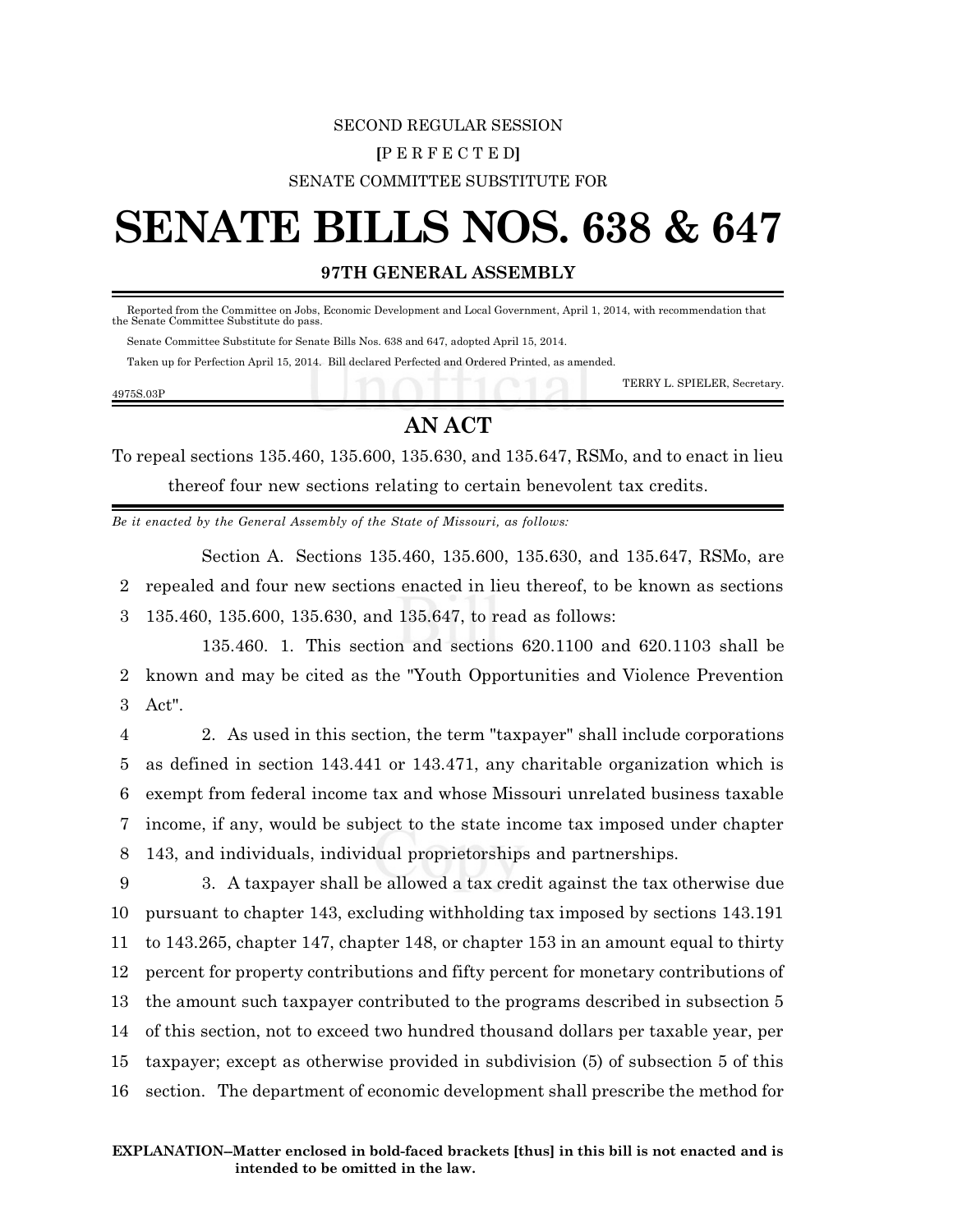SECOND REGULAR SESSION

[P E R F E C T E D]

SENATE COMMITTEE SUBSTITUTE FOR

# SENATE BILLS NOS. 638 & 647

**97TH GENERAL ASSEMBLY**

Reported from the Committee on Jobs, Economic Development and Local Government, April 1, 2014, with recommendation that the Senate Committee Substitute do pass.

Senate Committee Substitute for Senate Bills Nos. 638 and 647, adopted April 15, 2014.

Taken up for Perfection April 15, 2014. Bill declared Perfected and Ordered Printed, as amended.

TERRY L. SPIELER, Secretary.

4975S.03P

## AN ACT

To repeal sections 135.460, 135.600, 135.630, and 135.647, RSMo, and to enact in lieu thereof four new sections relating to certain benevolent tax credits.

*Be it enacted by the General Assembly of the State of Missouri, as follows:*

Section A. Sections 135.460, 135.600, 135.630, and 135.647, RSMo, are repealed and four new sections enacted in lieu thereof, to be known as sections 135.460, 135.600, 135.630, and 135.647, to read as follows:

135.460. 1. This section and sections 620.1100 and 620.1103 shall be known and may be cited as the "Youth Opportunities and Violence Prevention Act".

2. As used in this section, the term "taxpayer" shall include corporations as defined in section 143.441 or 143.471, any charitable organization which is exempt from federal income tax and whose Missouri unrelated business taxable income, if any, would be subject to the state income tax imposed under chapter 143, and individuals, individual proprietorships and partnerships.

3. A taxpayer shall be allowed a tax credit against the tax otherwise due pursuant to chapter 143, excluding withholding tax imposed by sections 143.191 to 143.265, chapter 147, chapter 148, or chapter 153 in an amount equal to thirty percent for property contributions and fifty percent for monetary contributions of the amount such taxpayer contributed to the programs described in subsection 5 of this section, not to exceed two hundred thousand dollars per taxable year, per taxpayer; except as otherwise provided in subdivision (5) of subsection 5 of this section. The department of economic development shall prescribe the method for

**EXPLANATION–Matter enclosed in bold-faced brackets [thus] in this bill is not enacted and is intended to be omitted in the law.**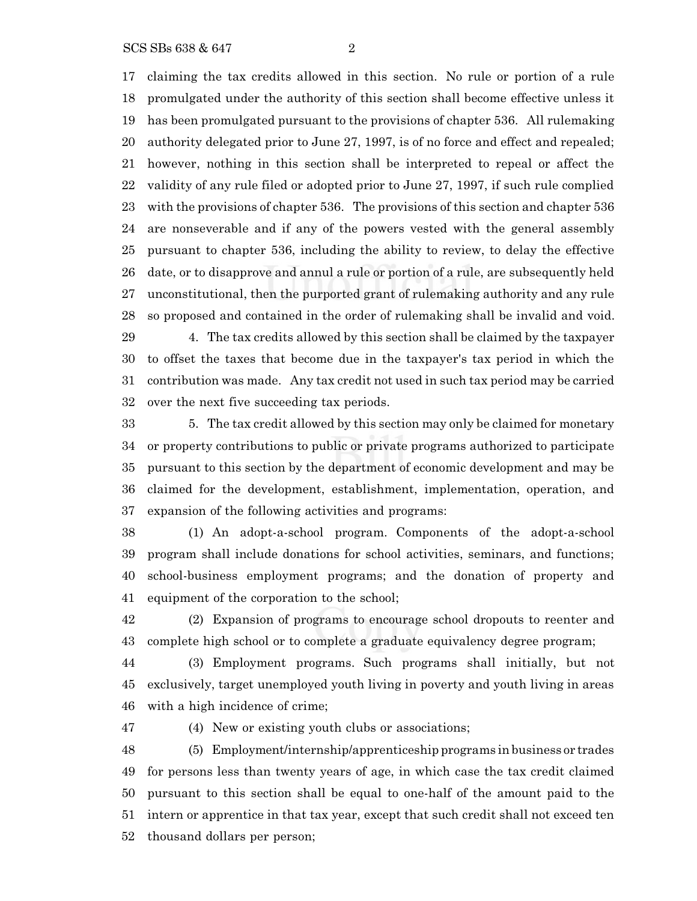claiming the tax credits allowed in this section. No rule or portion of a rule promulgated under the authority of this section shall become effective unless it has been promulgated pursuant to the provisions of chapter 536. All rulemaking authority delegated prior to June 27, 1997, is of no force and effect and repealed; however, nothing in this section shall be interpreted to repeal or affect the validity of any rule filed or adopted prior to June 27, 1997, if such rule complied with the provisions of chapter 536. The provisions of this section and chapter 536 are nonseverable and if any of the powers vested with the general assembly pursuant to chapter 536, including the ability to review, to delay the effective date, or to disapprove and annul a rule or portion of a rule, are subsequently held unconstitutional, then the purported grant of rulemaking authority and any rule so proposed and contained in the order of rulemaking shall be invalid and void.

4. The tax credits allowed by this section shall be claimed by the taxpayer to offset the taxes that become due in the taxpayer's tax period in which the contribution was made. Any tax credit not used in such tax period may be carried over the next five succeeding tax periods.

5. The tax credit allowed by this section may only be claimed for monetary or property contributions to public or private programs authorized to participate pursuant to this section by the department of economic development and may be claimed for the development, establishment, implementation, operation, and expansion of the following activities and programs:

(1) An adopt-a-school program. Components of the adopt-a-school program shall include donations for school activities, seminars, and functions; school-business employment programs; and the donation of property and equipment of the corporation to the school;

(2) Expansion of programs to encourage school dropouts to reenter and complete high school or to complete a graduate equivalency degree program;

(3) Employment programs. Such programs shall initially, but not exclusively, target unemployed youth living in poverty and youth living in areas with a high incidence of crime;

(4) New or existing youth clubs or associations;

(5) Employment/internship/apprenticeship programs in business or trades for persons less than twenty years of age, in which case the tax credit claimed pursuant to this section shall be equal to one-half of the amount paid to the intern or apprentice in that tax year, except that such credit shall not exceed ten thousand dollars per person;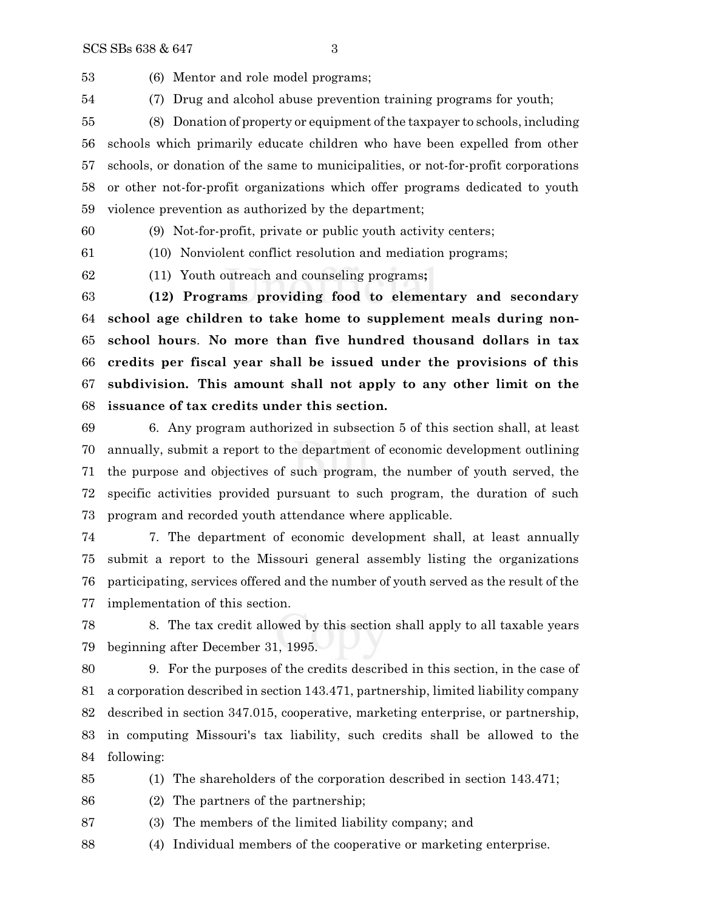53 (6) Mentor and role model programs;

54 (7) Drug and alcohol abuse prevention training programs for youth;

55 (8) Donation of property or equipment of the taxpayer to schools, including
56 schools which primarily educate children who have been expelled from other
57 schools, or donation of the same to municipalities, or not-for-profit corporations
58 or other not-for-profit organizations which offer programs dedicated to youth
59 violence prevention as authorized by the department;

60 (9) Not-for-profit, private or public youth activity centers;

61 (10) Nonviolent conflict resolution and mediation programs;

62 (11) Youth outreach and counseling programs**;**

63 **(12) Programs providing food to elementary and secondary**
64 **school age children to take home to supplement meals during non-**
65 **school hours**. **No more than five hundred thousand dollars in tax**
66 **credits per fiscal year shall be issued under the provisions of this**
67 **subdivision. This amount shall not apply to any other limit on the**
68 **issuance of tax credits under this section.**

69 6. Any program authorized in subsection 5 of this section shall, at least
70 annually, submit a report to the department of economic development outlining
71 the purpose and objectives of such program, the number of youth served, the
72 specific activities provided pursuant to such program, the duration of such
73 program and recorded youth attendance where applicable.

74 7. The department of economic development shall, at least annually
75 submit a report to the Missouri general assembly listing the organizations
76 participating, services offered and the number of youth served as the result of the
77 implementation of this section.

78 8. The tax credit allowed by this section shall apply to all taxable years
79 beginning after December 31, 1995.

80 9. For the purposes of the credits described in this section, in the case of
81 a corporation described in section 143.471, partnership, limited liability company
82 described in section 347.015, cooperative, marketing enterprise, or partnership,
83 in computing Missouri's tax liability, such credits shall be allowed to the
84 following:

85 (1) The shareholders of the corporation described in section 143.471;

86 (2) The partners of the partnership;

87 (3) The members of the limited liability company; and

88 (4) Individual members of the cooperative or marketing enterprise.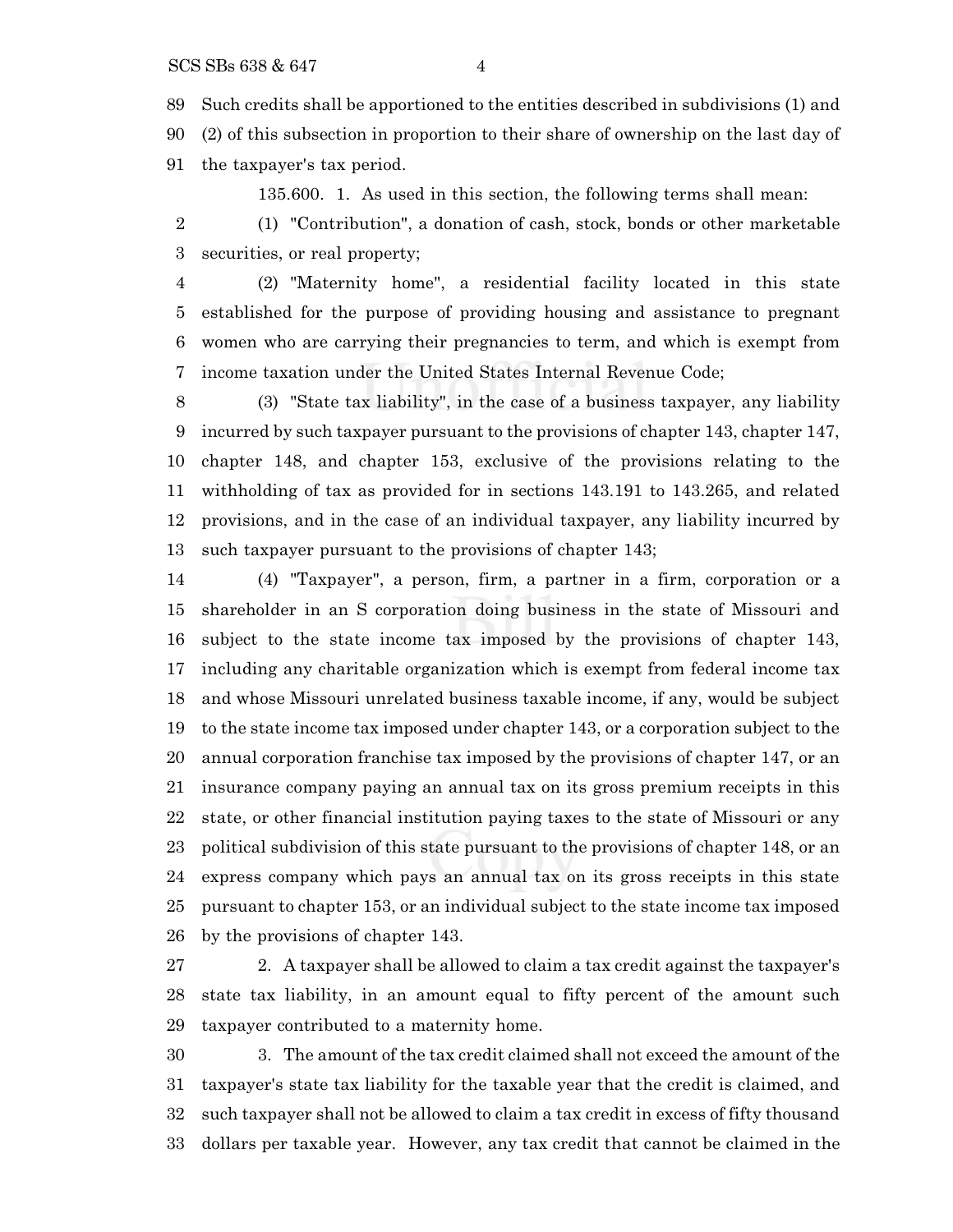Such credits shall be apportioned to the entities described in subdivisions (1) and (2) of this subsection in proportion to their share of ownership on the last day of the taxpayer's tax period.

135.600. 1. As used in this section, the following terms shall mean:

(1) "Contribution", a donation of cash, stock, bonds or other marketable securities, or real property;

(2) "Maternity home", a residential facility located in this state established for the purpose of providing housing and assistance to pregnant women who are carrying their pregnancies to term, and which is exempt from income taxation under the United States Internal Revenue Code;

(3) "State tax liability", in the case of a business taxpayer, any liability incurred by such taxpayer pursuant to the provisions of chapter 143, chapter 147, chapter 148, and chapter 153, exclusive of the provisions relating to the withholding of tax as provided for in sections 143.191 to 143.265, and related provisions, and in the case of an individual taxpayer, any liability incurred by such taxpayer pursuant to the provisions of chapter 143;

(4) "Taxpayer", a person, firm, a partner in a firm, corporation or a shareholder in an S corporation doing business in the state of Missouri and subject to the state income tax imposed by the provisions of chapter 143, including any charitable organization which is exempt from federal income tax and whose Missouri unrelated business taxable income, if any, would be subject to the state income tax imposed under chapter 143, or a corporation subject to the annual corporation franchise tax imposed by the provisions of chapter 147, or an insurance company paying an annual tax on its gross premium receipts in this state, or other financial institution paying taxes to the state of Missouri or any political subdivision of this state pursuant to the provisions of chapter 148, or an express company which pays an annual tax on its gross receipts in this state pursuant to chapter 153, or an individual subject to the state income tax imposed by the provisions of chapter 143.

2. A taxpayer shall be allowed to claim a tax credit against the taxpayer's state tax liability, in an amount equal to fifty percent of the amount such taxpayer contributed to a maternity home.

3. The amount of the tax credit claimed shall not exceed the amount of the taxpayer's state tax liability for the taxable year that the credit is claimed, and such taxpayer shall not be allowed to claim a tax credit in excess of fifty thousand dollars per taxable year. However, any tax credit that cannot be claimed in the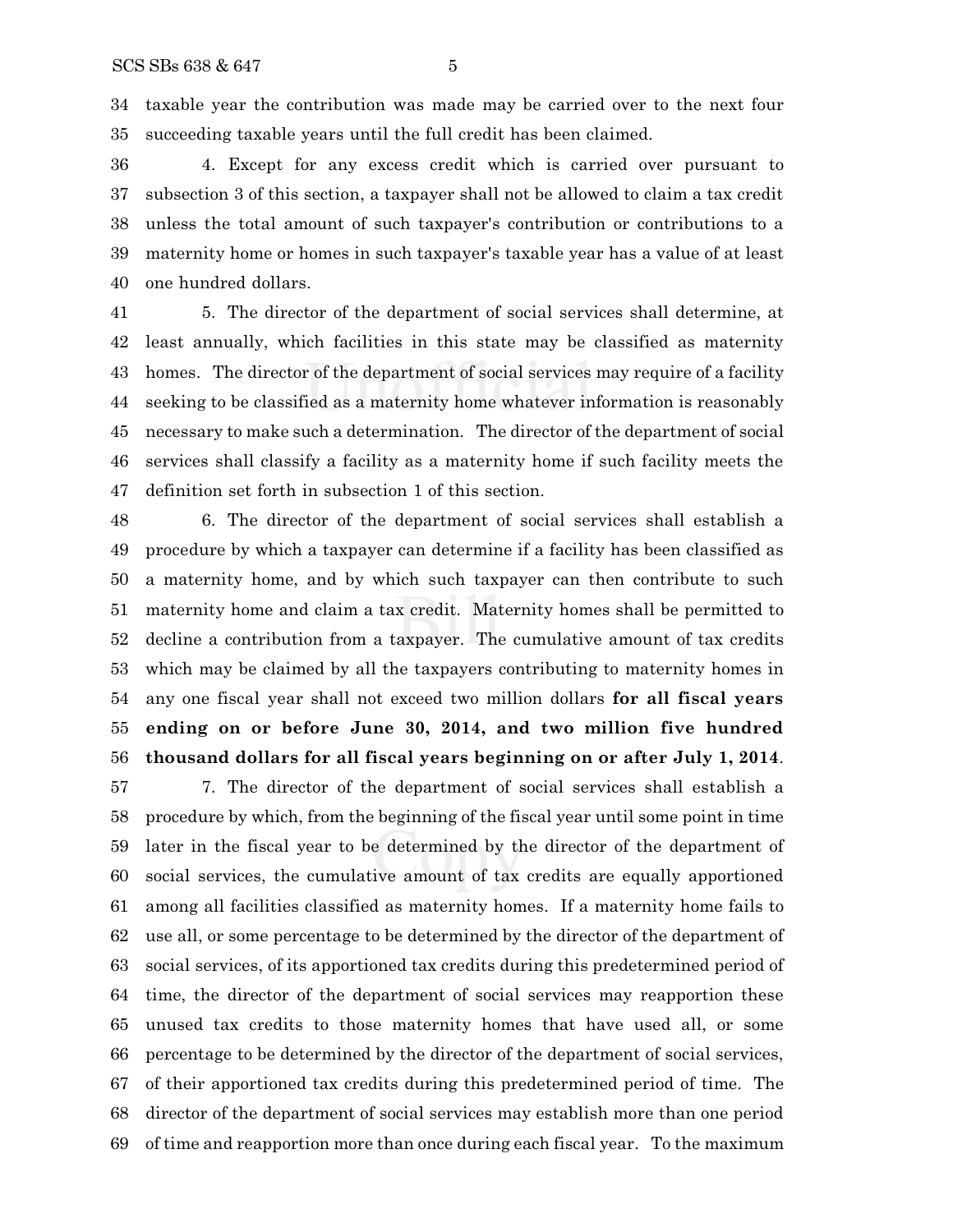taxable year the contribution was made may be carried over to the next four succeeding taxable years until the full credit has been claimed.

4. Except for any excess credit which is carried over pursuant to subsection 3 of this section, a taxpayer shall not be allowed to claim a tax credit unless the total amount of such taxpayer's contribution or contributions to a maternity home or homes in such taxpayer's taxable year has a value of at least one hundred dollars.

5. The director of the department of social services shall determine, at least annually, which facilities in this state may be classified as maternity homes. The director of the department of social services may require of a facility seeking to be classified as a maternity home whatever information is reasonably necessary to make such a determination. The director of the department of social services shall classify a facility as a maternity home if such facility meets the definition set forth in subsection 1 of this section.

6. The director of the department of social services shall establish a procedure by which a taxpayer can determine if a facility has been classified as a maternity home, and by which such taxpayer can then contribute to such maternity home and claim a tax credit. Maternity homes shall be permitted to decline a contribution from a taxpayer. The cumulative amount of tax credits which may be claimed by all the taxpayers contributing to maternity homes in any one fiscal year shall not exceed two million dollars **for all fiscal years ending on or before June 30, 2014, and two million five hundred thousand dollars for all fiscal years beginning on or after July 1, 2014**.

7. The director of the department of social services shall establish a procedure by which, from the beginning of the fiscal year until some point in time later in the fiscal year to be determined by the director of the department of social services, the cumulative amount of tax credits are equally apportioned among all facilities classified as maternity homes. If a maternity home fails to use all, or some percentage to be determined by the director of the department of social services, of its apportioned tax credits during this predetermined period of time, the director of the department of social services may reapportion these unused tax credits to those maternity homes that have used all, or some percentage to be determined by the director of the department of social services, of their apportioned tax credits during this predetermined period of time. The director of the department of social services may establish more than one period of time and reapportion more than once during each fiscal year. To the maximum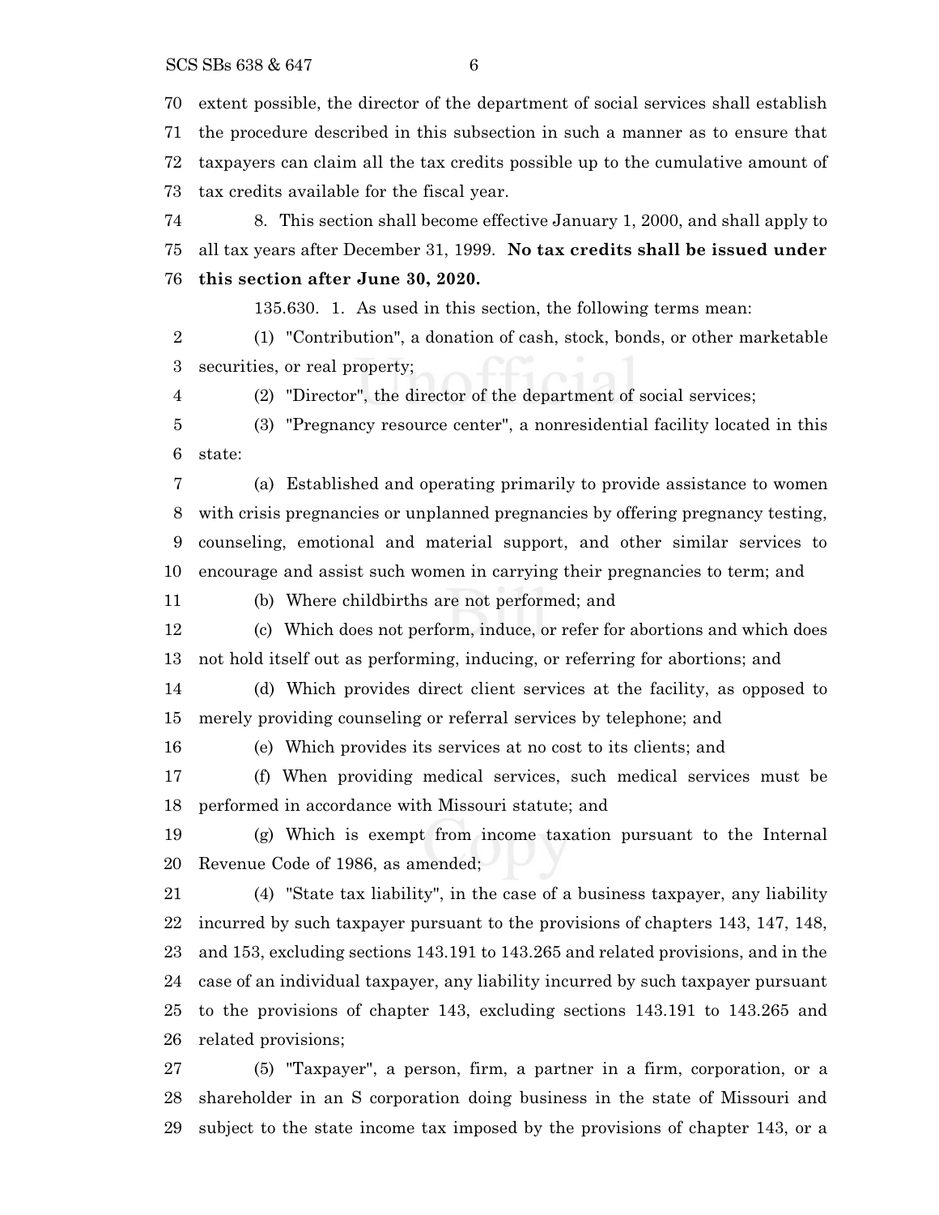extent possible, the director of the department of social services shall establish the procedure described in this subsection in such a manner as to ensure that taxpayers can claim all the tax credits possible up to the cumulative amount of tax credits available for the fiscal year.

8. This section shall become effective January 1, 2000, and shall apply to all tax years after December 31, 1999. **No tax credits shall be issued under this section after June 30, 2020.**

135.630. 1. As used in this section, the following terms mean:

(1) "Contribution", a donation of cash, stock, bonds, or other marketable securities, or real property;

(2) "Director", the director of the department of social services;

(3) "Pregnancy resource center", a nonresidential facility located in this state:

(a) Established and operating primarily to provide assistance to women with crisis pregnancies or unplanned pregnancies by offering pregnancy testing, counseling, emotional and material support, and other similar services to encourage and assist such women in carrying their pregnancies to term; and

(b) Where childbirths are not performed; and

(c) Which does not perform, induce, or refer for abortions and which does not hold itself out as performing, inducing, or referring for abortions; and

(d) Which provides direct client services at the facility, as opposed to merely providing counseling or referral services by telephone; and

(e) Which provides its services at no cost to its clients; and

(f) When providing medical services, such medical services must be performed in accordance with Missouri statute; and

(g) Which is exempt from income taxation pursuant to the Internal Revenue Code of 1986, as amended;

(4) "State tax liability", in the case of a business taxpayer, any liability incurred by such taxpayer pursuant to the provisions of chapters 143, 147, 148, and 153, excluding sections 143.191 to 143.265 and related provisions, and in the case of an individual taxpayer, any liability incurred by such taxpayer pursuant to the provisions of chapter 143, excluding sections 143.191 to 143.265 and related provisions;

(5) "Taxpayer", a person, firm, a partner in a firm, corporation, or a shareholder in an S corporation doing business in the state of Missouri and subject to the state income tax imposed by the provisions of chapter 143, or a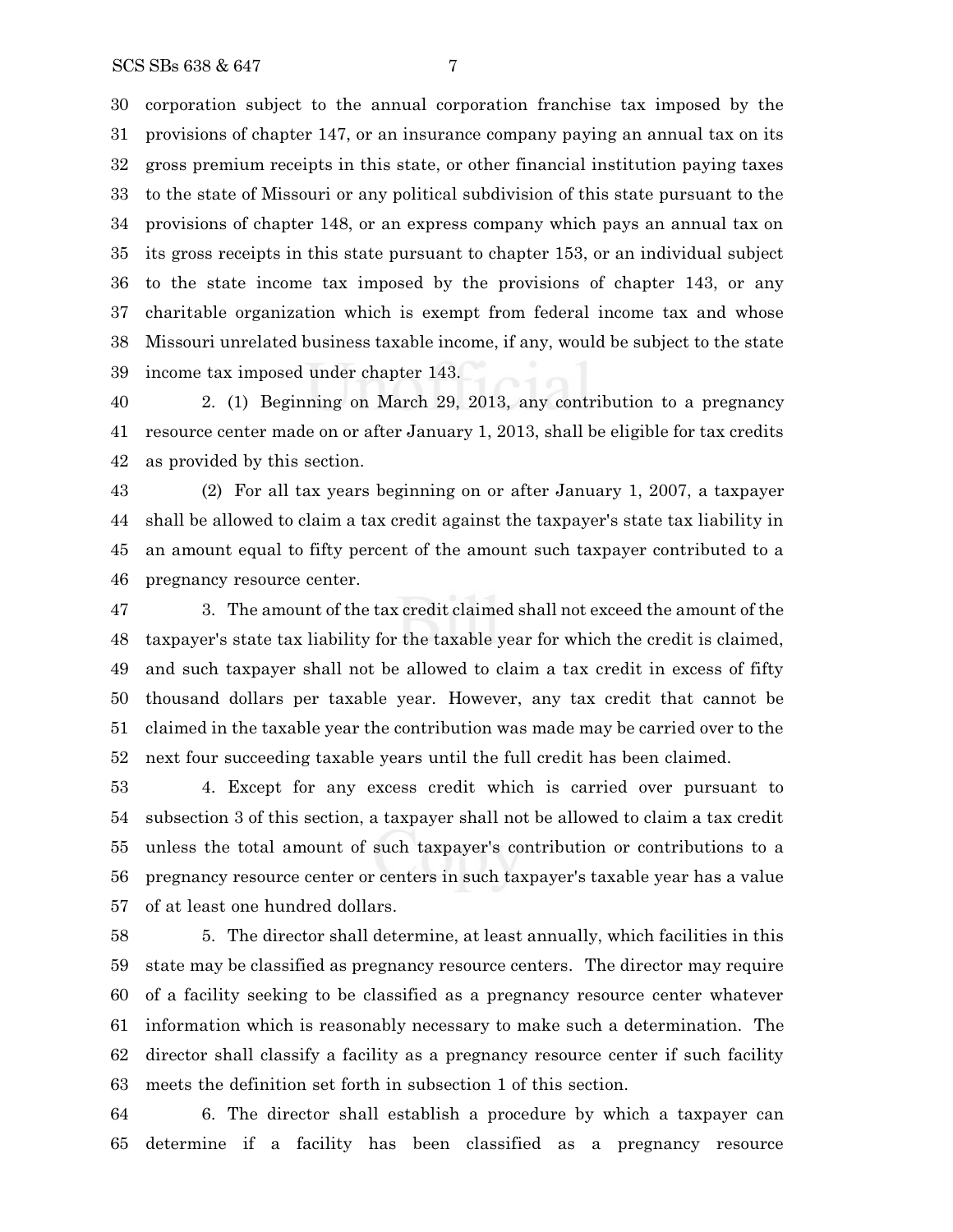30 corporation subject to the annual corporation franchise tax imposed by the
31 provisions of chapter 147, or an insurance company paying an annual tax on its
32 gross premium receipts in this state, or other financial institution paying taxes
33 to the state of Missouri or any political subdivision of this state pursuant to the
34 provisions of chapter 148, or an express company which pays an annual tax on
35 its gross receipts in this state pursuant to chapter 153, or an individual subject
36 to the state income tax imposed by the provisions of chapter 143, or any
37 charitable organization which is exempt from federal income tax and whose
38 Missouri unrelated business taxable income, if any, would be subject to the state
39 income tax imposed under chapter 143.

40 2. (1) Beginning on March 29, 2013, any contribution to a pregnancy
41 resource center made on or after January 1, 2013, shall be eligible for tax credits
42 as provided by this section.

43 (2) For all tax years beginning on or after January 1, 2007, a taxpayer
44 shall be allowed to claim a tax credit against the taxpayer's state tax liability in
45 an amount equal to fifty percent of the amount such taxpayer contributed to a
46 pregnancy resource center.

47 3. The amount of the tax credit claimed shall not exceed the amount of the
48 taxpayer's state tax liability for the taxable year for which the credit is claimed,
49 and such taxpayer shall not be allowed to claim a tax credit in excess of fifty
50 thousand dollars per taxable year. However, any tax credit that cannot be
51 claimed in the taxable year the contribution was made may be carried over to the
52 next four succeeding taxable years until the full credit has been claimed.

53 4. Except for any excess credit which is carried over pursuant to
54 subsection 3 of this section, a taxpayer shall not be allowed to claim a tax credit
55 unless the total amount of such taxpayer's contribution or contributions to a
56 pregnancy resource center or centers in such taxpayer's taxable year has a value
57 of at least one hundred dollars.

58 5. The director shall determine, at least annually, which facilities in this
59 state may be classified as pregnancy resource centers. The director may require
60 of a facility seeking to be classified as a pregnancy resource center whatever
61 information which is reasonably necessary to make such a determination. The
62 director shall classify a facility as a pregnancy resource center if such facility
63 meets the definition set forth in subsection 1 of this section.

64 6. The director shall establish a procedure by which a taxpayer can
65 determine if a facility has been classified as a pregnancy resource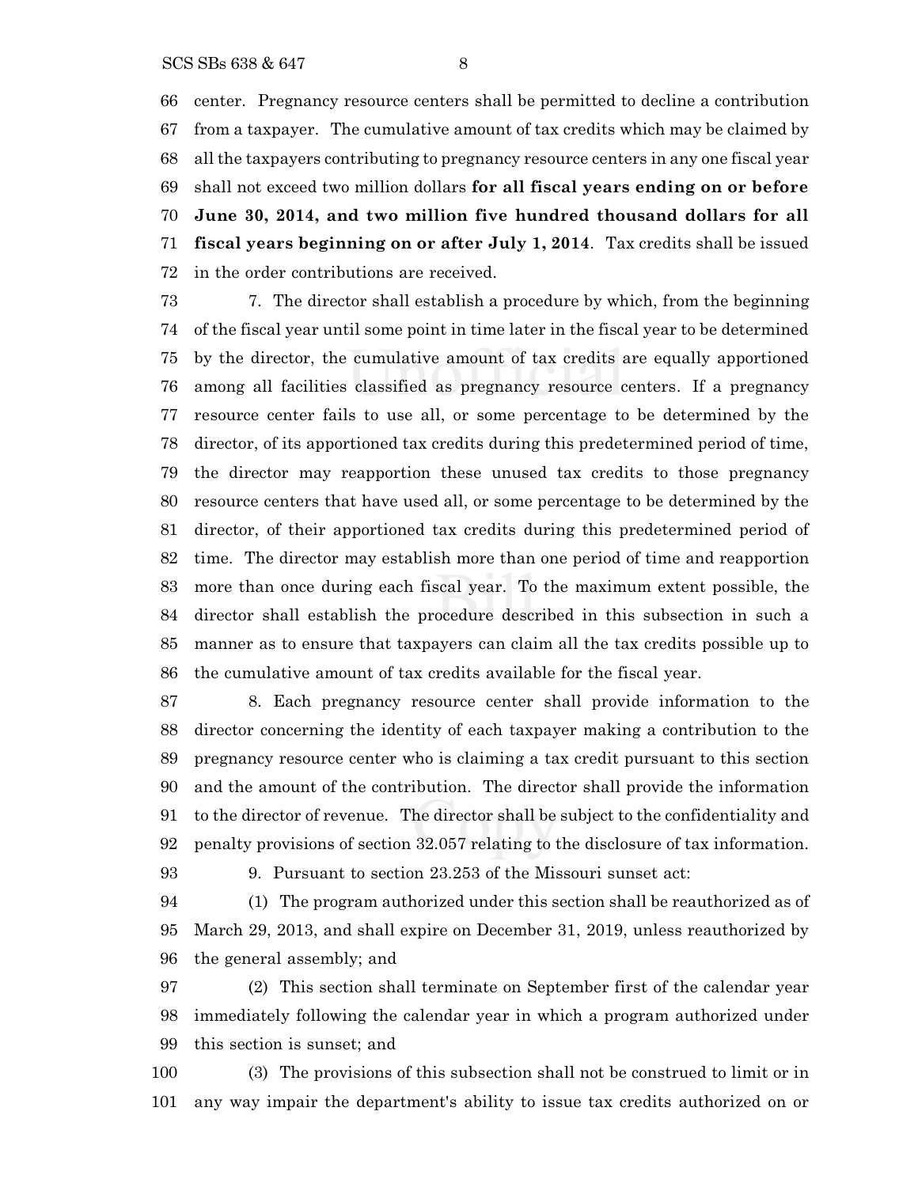center. Pregnancy resource centers shall be permitted to decline a contribution from a taxpayer. The cumulative amount of tax credits which may be claimed by all the taxpayers contributing to pregnancy resource centers in any one fiscal year shall not exceed two million dollars **for all fiscal years ending on or before June 30, 2014, and two million five hundred thousand dollars for all fiscal years beginning on or after July 1, 2014**. Tax credits shall be issued in the order contributions are received.

7. The director shall establish a procedure by which, from the beginning of the fiscal year until some point in time later in the fiscal year to be determined by the director, the cumulative amount of tax credits are equally apportioned among all facilities classified as pregnancy resource centers. If a pregnancy resource center fails to use all, or some percentage to be determined by the director, of its apportioned tax credits during this predetermined period of time, the director may reapportion these unused tax credits to those pregnancy resource centers that have used all, or some percentage to be determined by the director, of their apportioned tax credits during this predetermined period of time. The director may establish more than one period of time and reapportion more than once during each fiscal year. To the maximum extent possible, the director shall establish the procedure described in this subsection in such a manner as to ensure that taxpayers can claim all the tax credits possible up to the cumulative amount of tax credits available for the fiscal year.

8. Each pregnancy resource center shall provide information to the director concerning the identity of each taxpayer making a contribution to the pregnancy resource center who is claiming a tax credit pursuant to this section and the amount of the contribution. The director shall provide the information to the director of revenue. The director shall be subject to the confidentiality and penalty provisions of section 32.057 relating to the disclosure of tax information.

9. Pursuant to section 23.253 of the Missouri sunset act:

(1) The program authorized under this section shall be reauthorized as of March 29, 2013, and shall expire on December 31, 2019, unless reauthorized by the general assembly; and

(2) This section shall terminate on September first of the calendar year immediately following the calendar year in which a program authorized under this section is sunset; and

(3) The provisions of this subsection shall not be construed to limit or in any way impair the department's ability to issue tax credits authorized on or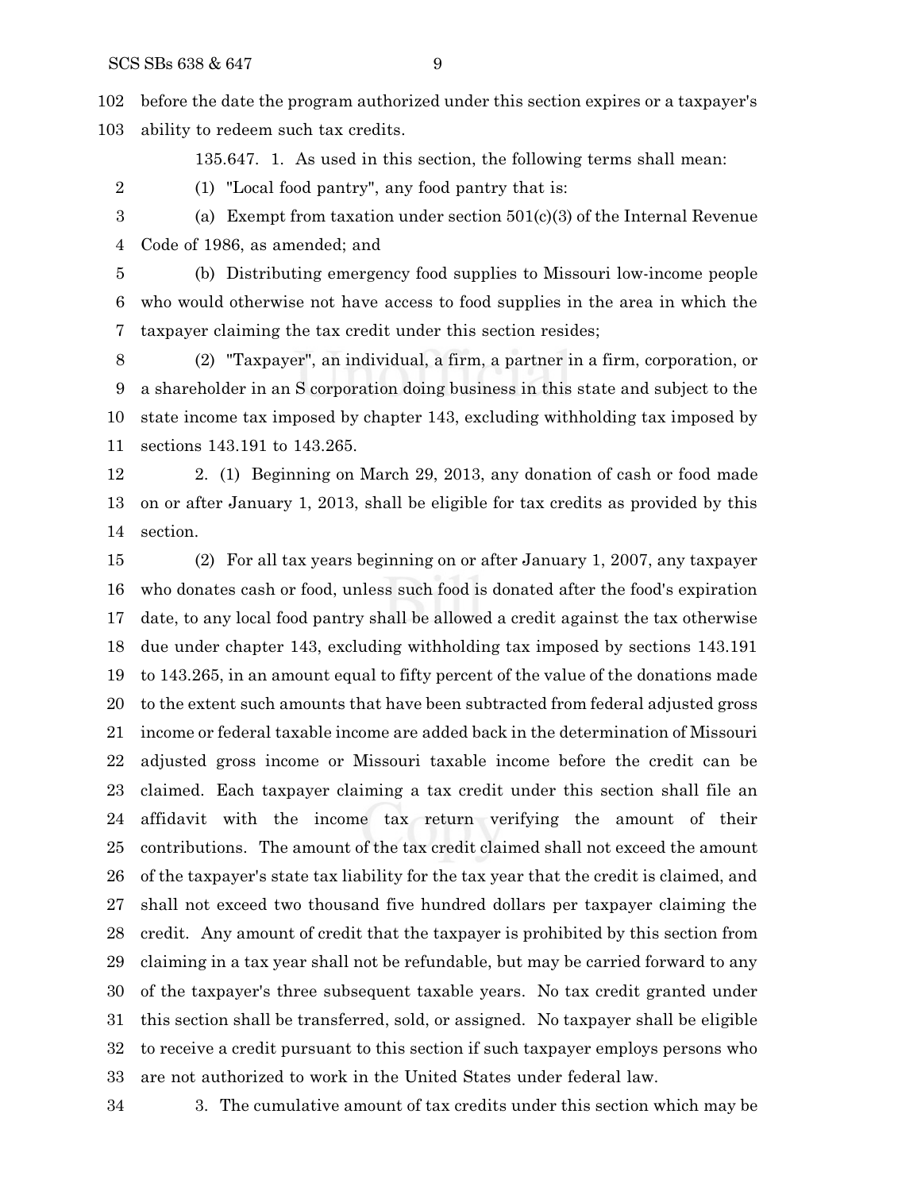before the date the program authorized under this section expires or a taxpayer's ability to redeem such tax credits.

135.647. 1. As used in this section, the following terms shall mean:

(1) "Local food pantry", any food pantry that is:

(a) Exempt from taxation under section 501(c)(3) of the Internal Revenue Code of 1986, as amended; and

(b) Distributing emergency food supplies to Missouri low-income people who would otherwise not have access to food supplies in the area in which the taxpayer claiming the tax credit under this section resides;

(2) "Taxpayer", an individual, a firm, a partner in a firm, corporation, or a shareholder in an S corporation doing business in this state and subject to the state income tax imposed by chapter 143, excluding withholding tax imposed by sections 143.191 to 143.265.

2. (1) Beginning on March 29, 2013, any donation of cash or food made on or after January 1, 2013, shall be eligible for tax credits as provided by this section.

(2) For all tax years beginning on or after January 1, 2007, any taxpayer who donates cash or food, unless such food is donated after the food's expiration date, to any local food pantry shall be allowed a credit against the tax otherwise due under chapter 143, excluding withholding tax imposed by sections 143.191 to 143.265, in an amount equal to fifty percent of the value of the donations made to the extent such amounts that have been subtracted from federal adjusted gross income or federal taxable income are added back in the determination of Missouri adjusted gross income or Missouri taxable income before the credit can be claimed. Each taxpayer claiming a tax credit under this section shall file an affidavit with the income tax return verifying the amount of their contributions. The amount of the tax credit claimed shall not exceed the amount of the taxpayer's state tax liability for the tax year that the credit is claimed, and shall not exceed two thousand five hundred dollars per taxpayer claiming the credit. Any amount of credit that the taxpayer is prohibited by this section from claiming in a tax year shall not be refundable, but may be carried forward to any of the taxpayer's three subsequent taxable years. No tax credit granted under this section shall be transferred, sold, or assigned. No taxpayer shall be eligible to receive a credit pursuant to this section if such taxpayer employs persons who are not authorized to work in the United States under federal law.

3. The cumulative amount of tax credits under this section which may be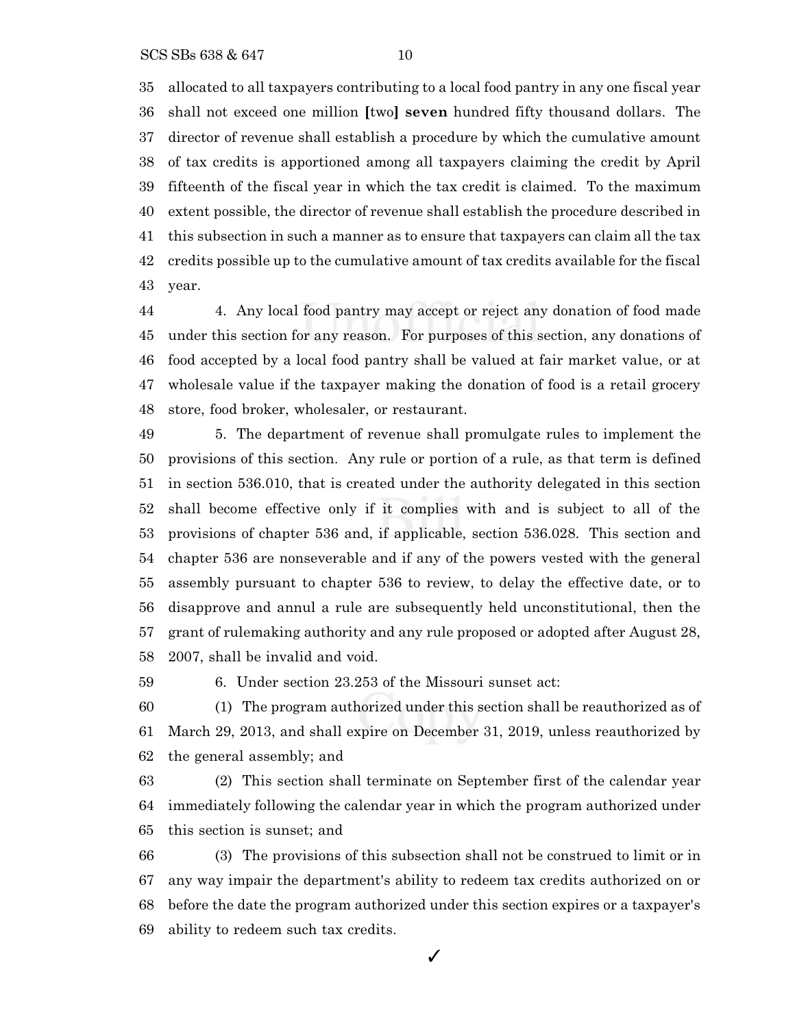allocated to all taxpayers contributing to a local food pantry in any one fiscal year shall not exceed one million [two] **seven** hundred fifty thousand dollars. The director of revenue shall establish a procedure by which the cumulative amount of tax credits is apportioned among all taxpayers claiming the credit by April fifteenth of the fiscal year in which the tax credit is claimed. To the maximum extent possible, the director of revenue shall establish the procedure described in this subsection in such a manner as to ensure that taxpayers can claim all the tax credits possible up to the cumulative amount of tax credits available for the fiscal year.

4. Any local food pantry may accept or reject any donation of food made under this section for any reason. For purposes of this section, any donations of food accepted by a local food pantry shall be valued at fair market value, or at wholesale value if the taxpayer making the donation of food is a retail grocery store, food broker, wholesaler, or restaurant.

5. The department of revenue shall promulgate rules to implement the provisions of this section. Any rule or portion of a rule, as that term is defined in section 536.010, that is created under the authority delegated in this section shall become effective only if it complies with and is subject to all of the provisions of chapter 536 and, if applicable, section 536.028. This section and chapter 536 are nonseverable and if any of the powers vested with the general assembly pursuant to chapter 536 to review, to delay the effective date, or to disapprove and annul a rule are subsequently held unconstitutional, then the grant of rulemaking authority and any rule proposed or adopted after August 28, 2007, shall be invalid and void.

6. Under section 23.253 of the Missouri sunset act:

(1) The program authorized under this section shall be reauthorized as of March 29, 2013, and shall expire on December 31, 2019, unless reauthorized by the general assembly; and

(2) This section shall terminate on September first of the calendar year immediately following the calendar year in which the program authorized under this section is sunset; and

(3) The provisions of this subsection shall not be construed to limit or in any way impair the department's ability to redeem tax credits authorized on or before the date the program authorized under this section expires or a taxpayer's ability to redeem such tax credits.

✓